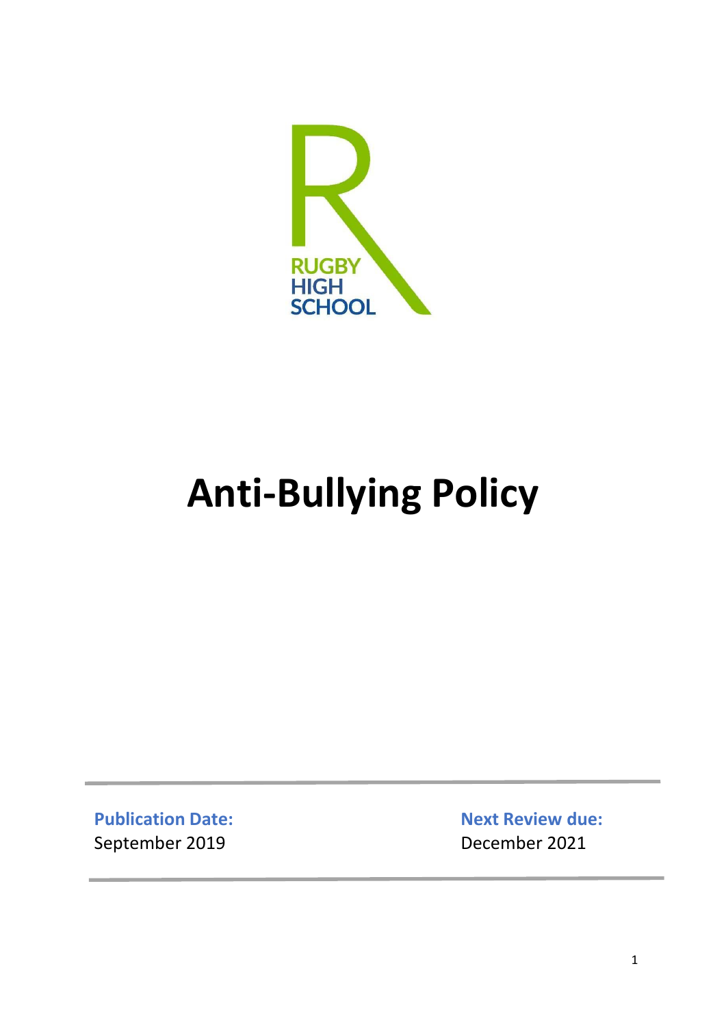RUGBY HIGH SCHOOL

# Anti-Bullying Policy

**Publication Date:**
September 2019

**Next Review due:**
December 2021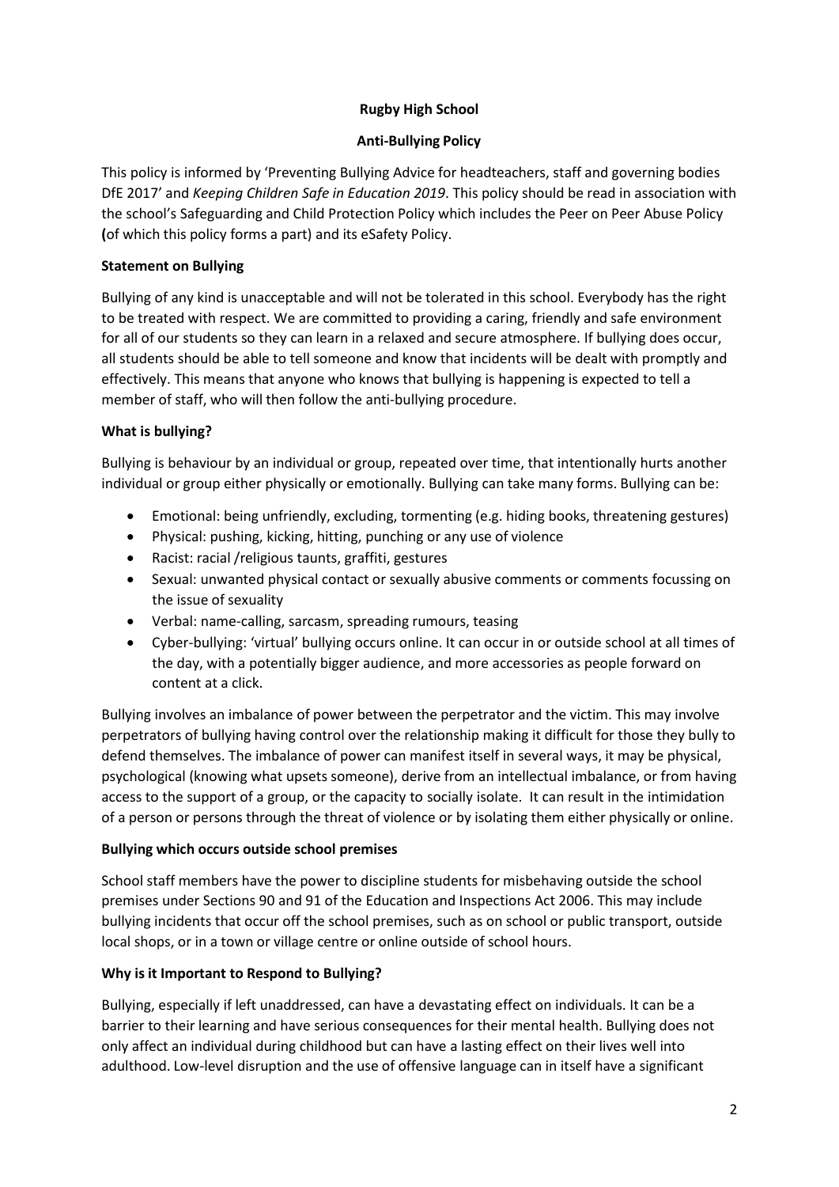# Rugby High School

## Anti-Bullying Policy

This policy is informed by 'Preventing Bullying Advice for headteachers, staff and governing bodies DfE 2017' and *Keeping Children Safe in Education 2019*. This policy should be read in association with the school's Safeguarding and Child Protection Policy which includes the Peer on Peer Abuse Policy **(**of which this policy forms a part) and its eSafety Policy.

**Statement on Bullying**

Bullying of any kind is unacceptable and will not be tolerated in this school. Everybody has the right to be treated with respect. We are committed to providing a caring, friendly and safe environment for all of our students so they can learn in a relaxed and secure atmosphere. If bullying does occur, all students should be able to tell someone and know that incidents will be dealt with promptly and effectively. This means that anyone who knows that bullying is happening is expected to tell a member of staff, who will then follow the anti-bullying procedure.

**What is bullying?**

Bullying is behaviour by an individual or group, repeated over time, that intentionally hurts another individual or group either physically or emotionally. Bullying can take many forms. Bullying can be:

- Emotional: being unfriendly, excluding, tormenting (e.g. hiding books, threatening gestures)
- Physical: pushing, kicking, hitting, punching or any use of violence
- Racist: racial /religious taunts, graffiti, gestures
- Sexual: unwanted physical contact or sexually abusive comments or comments focussing on the issue of sexuality
- Verbal: name-calling, sarcasm, spreading rumours, teasing
- Cyber-bullying: 'virtual' bullying occurs online. It can occur in or outside school at all times of the day, with a potentially bigger audience, and more accessories as people forward on content at a click.

Bullying involves an imbalance of power between the perpetrator and the victim. This may involve perpetrators of bullying having control over the relationship making it difficult for those they bully to defend themselves. The imbalance of power can manifest itself in several ways, it may be physical, psychological (knowing what upsets someone), derive from an intellectual imbalance, or from having access to the support of a group, or the capacity to socially isolate. It can result in the intimidation of a person or persons through the threat of violence or by isolating them either physically or online.

**Bullying which occurs outside school premises**

School staff members have the power to discipline students for misbehaving outside the school premises under Sections 90 and 91 of the Education and Inspections Act 2006. This may include bullying incidents that occur off the school premises, such as on school or public transport, outside local shops, or in a town or village centre or online outside of school hours.

**Why is it Important to Respond to Bullying?**

Bullying, especially if left unaddressed, can have a devastating effect on individuals. It can be a barrier to their learning and have serious consequences for their mental health. Bullying does not only affect an individual during childhood but can have a lasting effect on their lives well into adulthood. Low-level disruption and the use of offensive language can in itself have a significant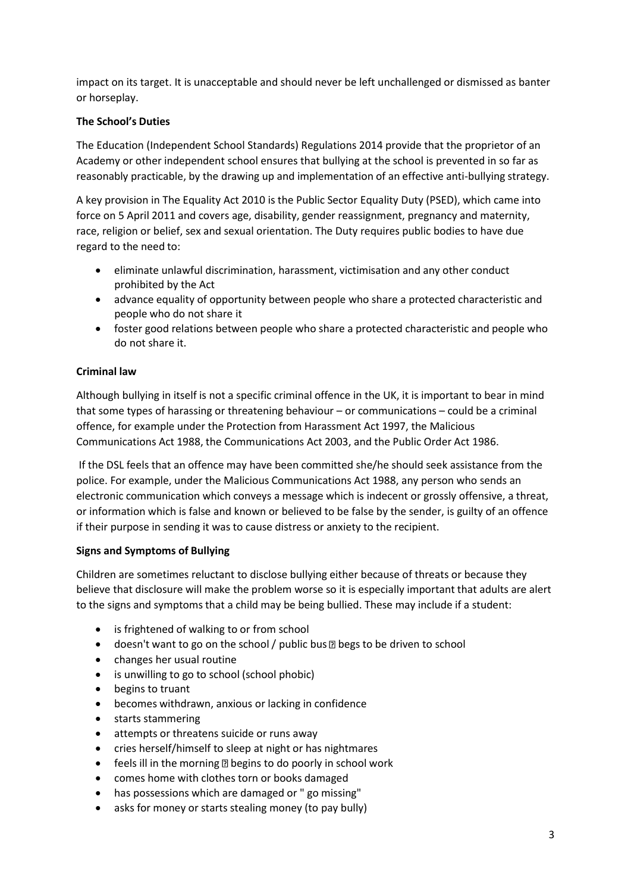impact on its target. It is unacceptable and should never be left unchallenged or dismissed as banter or horseplay.

**The School's Duties**

The Education (Independent School Standards) Regulations 2014 provide that the proprietor of an Academy or other independent school ensures that bullying at the school is prevented in so far as reasonably practicable, by the drawing up and implementation of an effective anti-bullying strategy.

A key provision in The Equality Act 2010 is the Public Sector Equality Duty (PSED), which came into force on 5 April 2011 and covers age, disability, gender reassignment, pregnancy and maternity, race, religion or belief, sex and sexual orientation. The Duty requires public bodies to have due regard to the need to:

- eliminate unlawful discrimination, harassment, victimisation and any other conduct prohibited by the Act
- advance equality of opportunity between people who share a protected characteristic and people who do not share it
- foster good relations between people who share a protected characteristic and people who do not share it.

**Criminal law**

Although bullying in itself is not a specific criminal offence in the UK, it is important to bear in mind that some types of harassing or threatening behaviour – or communications – could be a criminal offence, for example under the Protection from Harassment Act 1997, the Malicious Communications Act 1988, the Communications Act 2003, and the Public Order Act 1986.

If the DSL feels that an offence may have been committed she/he should seek assistance from the police. For example, under the Malicious Communications Act 1988, any person who sends an electronic communication which conveys a message which is indecent or grossly offensive, a threat, or information which is false and known or believed to be false by the sender, is guilty of an offence if their purpose in sending it was to cause distress or anxiety to the recipient.

**Signs and Symptoms of Bullying**

Children are sometimes reluctant to disclose bullying either because of threats or because they believe that disclosure will make the problem worse so it is especially important that adults are alert to the signs and symptoms that a child may be being bullied. These may include if a student:

- is frightened of walking to or from school
- doesn't want to go on the school / public bus  begs to be driven to school
- changes her usual routine
- is unwilling to go to school (school phobic)
- begins to truant
- becomes withdrawn, anxious or lacking in confidence
- starts stammering
- attempts or threatens suicide or runs away
- cries herself/himself to sleep at night or has nightmares
- feels ill in the morning  begins to do poorly in school work
- comes home with clothes torn or books damaged
- has possessions which are damaged or " go missing"
- asks for money or starts stealing money (to pay bully)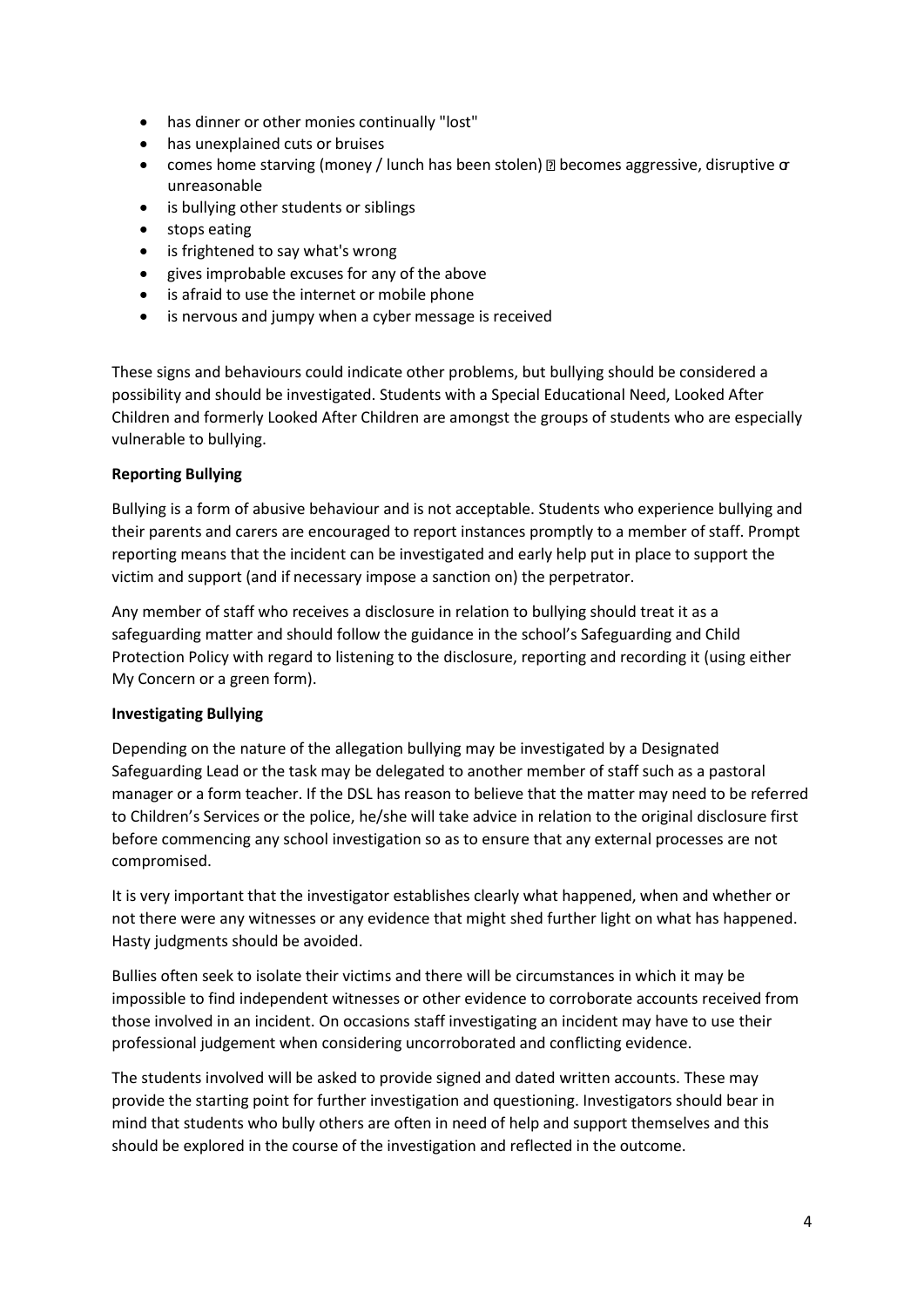- has dinner or other monies continually "lost"
- has unexplained cuts or bruises
- comes home starving (money / lunch has been stolen) ▯ becomes aggressive, disruptive or unreasonable
- is bullying other students or siblings
- stops eating
- is frightened to say what's wrong
- gives improbable excuses for any of the above
- is afraid to use the internet or mobile phone
- is nervous and jumpy when a cyber message is received

These signs and behaviours could indicate other problems, but bullying should be considered a possibility and should be investigated. Students with a Special Educational Need, Looked After Children and formerly Looked After Children are amongst the groups of students who are especially vulnerable to bullying.

**Reporting Bullying**

Bullying is a form of abusive behaviour and is not acceptable. Students who experience bullying and their parents and carers are encouraged to report instances promptly to a member of staff. Prompt reporting means that the incident can be investigated and early help put in place to support the victim and support (and if necessary impose a sanction on) the perpetrator.

Any member of staff who receives a disclosure in relation to bullying should treat it as a safeguarding matter and should follow the guidance in the school's Safeguarding and Child Protection Policy with regard to listening to the disclosure, reporting and recording it (using either My Concern or a green form).

**Investigating Bullying**

Depending on the nature of the allegation bullying may be investigated by a Designated Safeguarding Lead or the task may be delegated to another member of staff such as a pastoral manager or a form teacher. If the DSL has reason to believe that the matter may need to be referred to Children's Services or the police, he/she will take advice in relation to the original disclosure first before commencing any school investigation so as to ensure that any external processes are not compromised.

It is very important that the investigator establishes clearly what happened, when and whether or not there were any witnesses or any evidence that might shed further light on what has happened. Hasty judgments should be avoided.

Bullies often seek to isolate their victims and there will be circumstances in which it may be impossible to find independent witnesses or other evidence to corroborate accounts received from those involved in an incident. On occasions staff investigating an incident may have to use their professional judgement when considering uncorroborated and conflicting evidence.

The students involved will be asked to provide signed and dated written accounts. These may provide the starting point for further investigation and questioning. Investigators should bear in mind that students who bully others are often in need of help and support themselves and this should be explored in the course of the investigation and reflected in the outcome.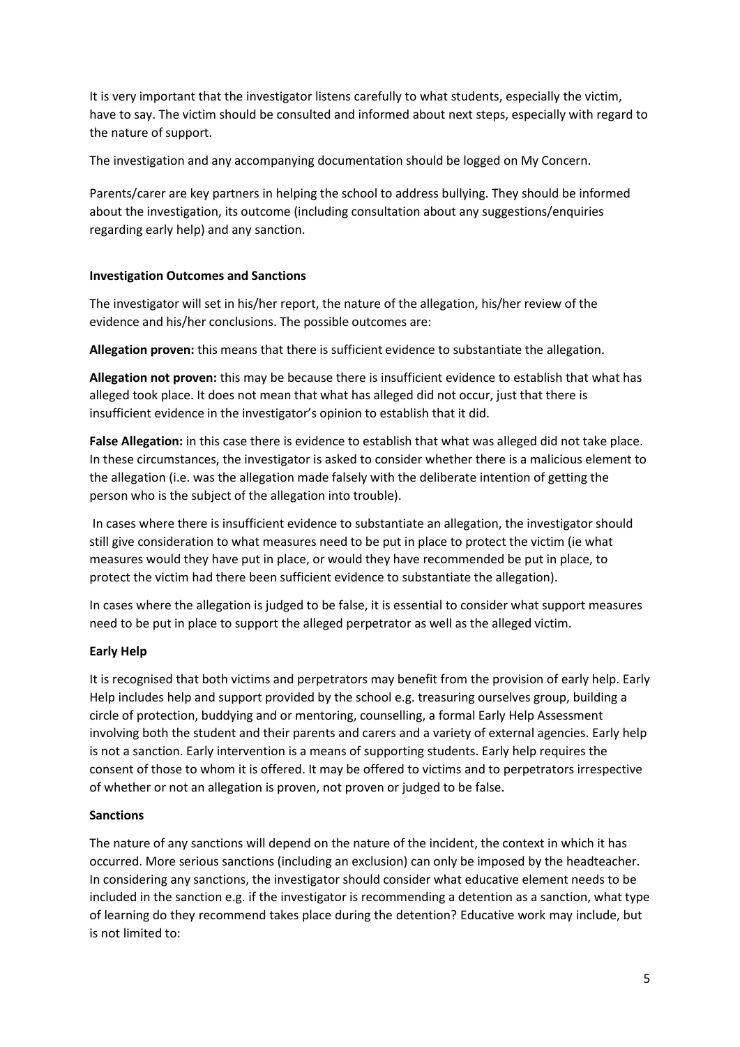It is very important that the investigator listens carefully to what students, especially the victim, have to say. The victim should be consulted and informed about next steps, especially with regard to the nature of support.

The investigation and any accompanying documentation should be logged on My Concern.

Parents/carer are key partners in helping the school to address bullying. They should be informed about the investigation, its outcome (including consultation about any suggestions/enquiries regarding early help) and any sanction.

**Investigation Outcomes and Sanctions**

The investigator will set in his/her report, the nature of the allegation, his/her review of the evidence and his/her conclusions. The possible outcomes are:

**Allegation proven:** this means that there is sufficient evidence to substantiate the allegation.

**Allegation not proven:** this may be because there is insufficient evidence to establish that what has alleged took place. It does not mean that what has alleged did not occur, just that there is insufficient evidence in the investigator's opinion to establish that it did.

**False Allegation:** in this case there is evidence to establish that what was alleged did not take place. In these circumstances, the investigator is asked to consider whether there is a malicious element to the allegation (i.e. was the allegation made falsely with the deliberate intention of getting the person who is the subject of the allegation into trouble).

In cases where there is insufficient evidence to substantiate an allegation, the investigator should still give consideration to what measures need to be put in place to protect the victim (ie what measures would they have put in place, or would they have recommended be put in place, to protect the victim had there been sufficient evidence to substantiate the allegation).

In cases where the allegation is judged to be false, it is essential to consider what support measures need to be put in place to support the alleged perpetrator as well as the alleged victim.

**Early Help**

It is recognised that both victims and perpetrators may benefit from the provision of early help. Early Help includes help and support provided by the school e.g. treasuring ourselves group, building a circle of protection, buddying and or mentoring, counselling, a formal Early Help Assessment involving both the student and their parents and carers and a variety of external agencies. Early help is not a sanction. Early intervention is a means of supporting students. Early help requires the consent of those to whom it is offered. It may be offered to victims and to perpetrators irrespective of whether or not an allegation is proven, not proven or judged to be false.

**Sanctions**

The nature of any sanctions will depend on the nature of the incident, the context in which it has occurred. More serious sanctions (including an exclusion) can only be imposed by the headteacher. In considering any sanctions, the investigator should consider what educative element needs to be included in the sanction e.g. if the investigator is recommending a detention as a sanction, what type of learning do they recommend takes place during the detention? Educative work may include, but is not limited to: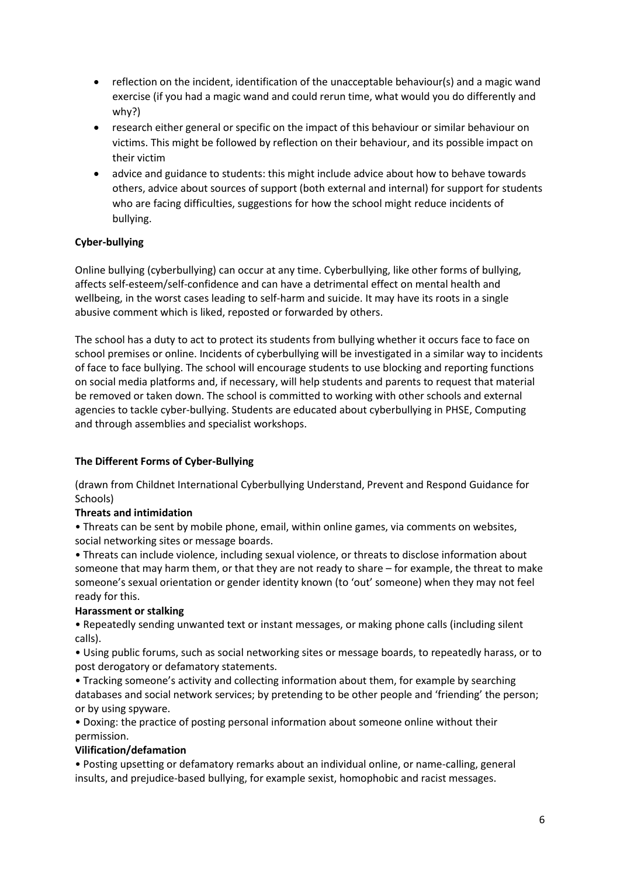- reflection on the incident, identification of the unacceptable behaviour(s) and a magic wand exercise (if you had a magic wand and could rerun time, what would you do differently and why?)
- research either general or specific on the impact of this behaviour or similar behaviour on victims. This might be followed by reflection on their behaviour, and its possible impact on their victim
- advice and guidance to students: this might include advice about how to behave towards others, advice about sources of support (both external and internal) for support for students who are facing difficulties, suggestions for how the school might reduce incidents of bullying.

**Cyber-bullying**

Online bullying (cyberbullying) can occur at any time. Cyberbullying, like other forms of bullying, affects self-esteem/self-confidence and can have a detrimental effect on mental health and wellbeing, in the worst cases leading to self-harm and suicide. It may have its roots in a single abusive comment which is liked, reposted or forwarded by others.

The school has a duty to act to protect its students from bullying whether it occurs face to face on school premises or online. Incidents of cyberbullying will be investigated in a similar way to incidents of face to face bullying. The school will encourage students to use blocking and reporting functions on social media platforms and, if necessary, will help students and parents to request that material be removed or taken down. The school is committed to working with other schools and external agencies to tackle cyber-bullying. Students are educated about cyberbullying in PHSE, Computing and through assemblies and specialist workshops.

**The Different Forms of Cyber-Bullying**

(drawn from Childnet International Cyberbullying Understand, Prevent and Respond Guidance for Schools)

**Threats and intimidation**

• Threats can be sent by mobile phone, email, within online games, via comments on websites, social networking sites or message boards.

• Threats can include violence, including sexual violence, or threats to disclose information about someone that may harm them, or that they are not ready to share – for example, the threat to make someone's sexual orientation or gender identity known (to 'out' someone) when they may not feel ready for this.

**Harassment or stalking**

• Repeatedly sending unwanted text or instant messages, or making phone calls (including silent calls).

• Using public forums, such as social networking sites or message boards, to repeatedly harass, or to post derogatory or defamatory statements.

• Tracking someone's activity and collecting information about them, for example by searching databases and social network services; by pretending to be other people and 'friending' the person; or by using spyware.

• Doxing: the practice of posting personal information about someone online without their permission.

**Vilification/defamation**

• Posting upsetting or defamatory remarks about an individual online, or name-calling, general insults, and prejudice-based bullying, for example sexist, homophobic and racist messages.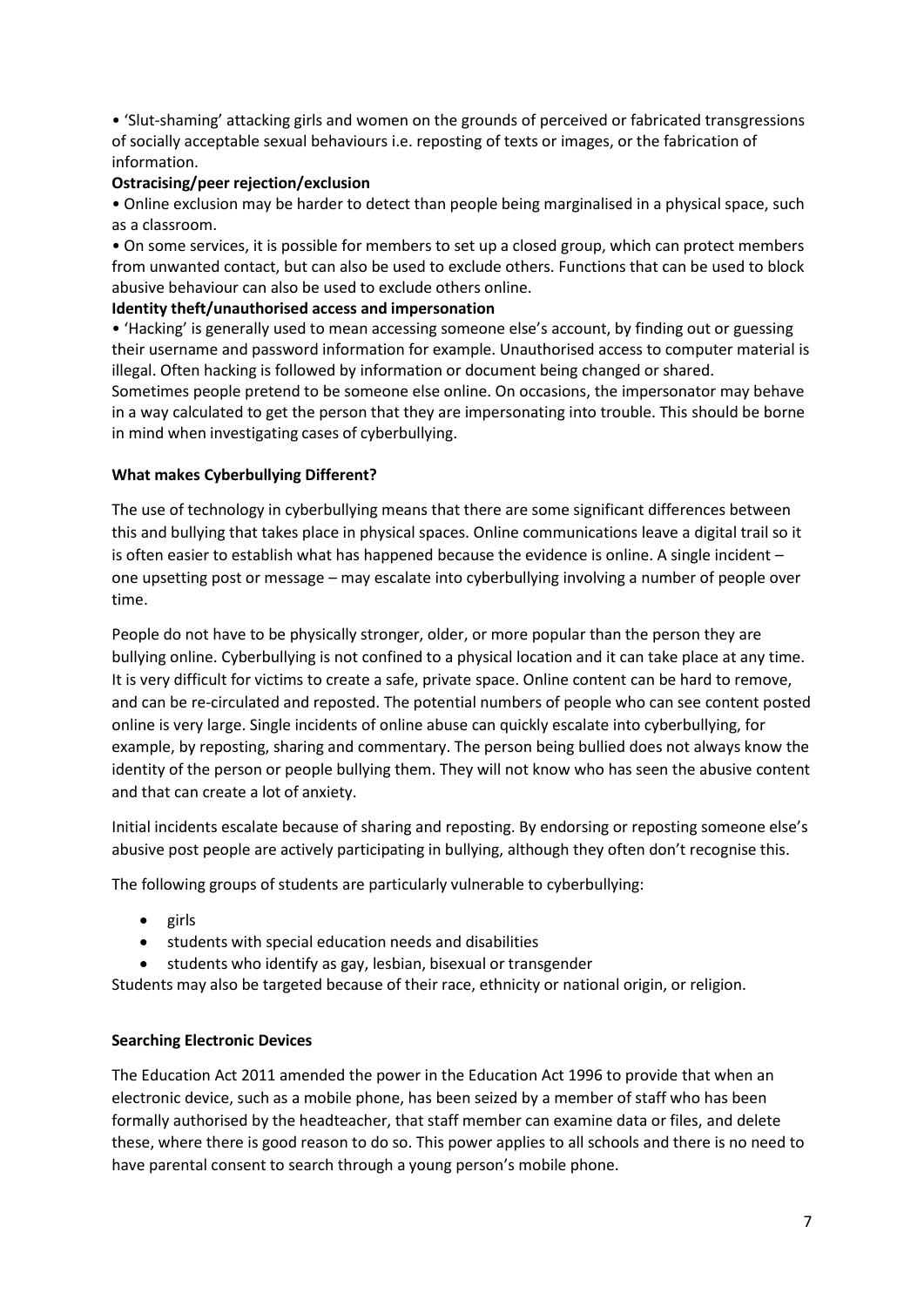- 'Slut-shaming' attacking girls and women on the grounds of perceived or fabricated transgressions of socially acceptable sexual behaviours i.e. reposting of texts or images, or the fabrication of information.

**Ostracising/peer rejection/exclusion**

- Online exclusion may be harder to detect than people being marginalised in a physical space, such as a classroom.
- On some services, it is possible for members to set up a closed group, which can protect members from unwanted contact, but can also be used to exclude others. Functions that can be used to block abusive behaviour can also be used to exclude others online.

**Identity theft/unauthorised access and impersonation**

- 'Hacking' is generally used to mean accessing someone else's account, by finding out or guessing their username and password information for example. Unauthorised access to computer material is illegal. Often hacking is followed by information or document being changed or shared.

Sometimes people pretend to be someone else online. On occasions, the impersonator may behave in a way calculated to get the person that they are impersonating into trouble. This should be borne in mind when investigating cases of cyberbullying.

**What makes Cyberbullying Different?**

The use of technology in cyberbullying means that there are some significant differences between this and bullying that takes place in physical spaces. Online communications leave a digital trail so it is often easier to establish what has happened because the evidence is online. A single incident – one upsetting post or message – may escalate into cyberbullying involving a number of people over time.

People do not have to be physically stronger, older, or more popular than the person they are bullying online. Cyberbullying is not confined to a physical location and it can take place at any time. It is very difficult for victims to create a safe, private space. Online content can be hard to remove, and can be re-circulated and reposted. The potential numbers of people who can see content posted online is very large. Single incidents of online abuse can quickly escalate into cyberbullying, for example, by reposting, sharing and commentary. The person being bullied does not always know the identity of the person or people bullying them. They will not know who has seen the abusive content and that can create a lot of anxiety.

Initial incidents escalate because of sharing and reposting. By endorsing or reposting someone else's abusive post people are actively participating in bullying, although they often don't recognise this.

The following groups of students are particularly vulnerable to cyberbullying:

- girls
- students with special education needs and disabilities
- students who identify as gay, lesbian, bisexual or transgender

Students may also be targeted because of their race, ethnicity or national origin, or religion.

**Searching Electronic Devices**

The Education Act 2011 amended the power in the Education Act 1996 to provide that when an electronic device, such as a mobile phone, has been seized by a member of staff who has been formally authorised by the headteacher, that staff member can examine data or files, and delete these, where there is good reason to do so. This power applies to all schools and there is no need to have parental consent to search through a young person's mobile phone.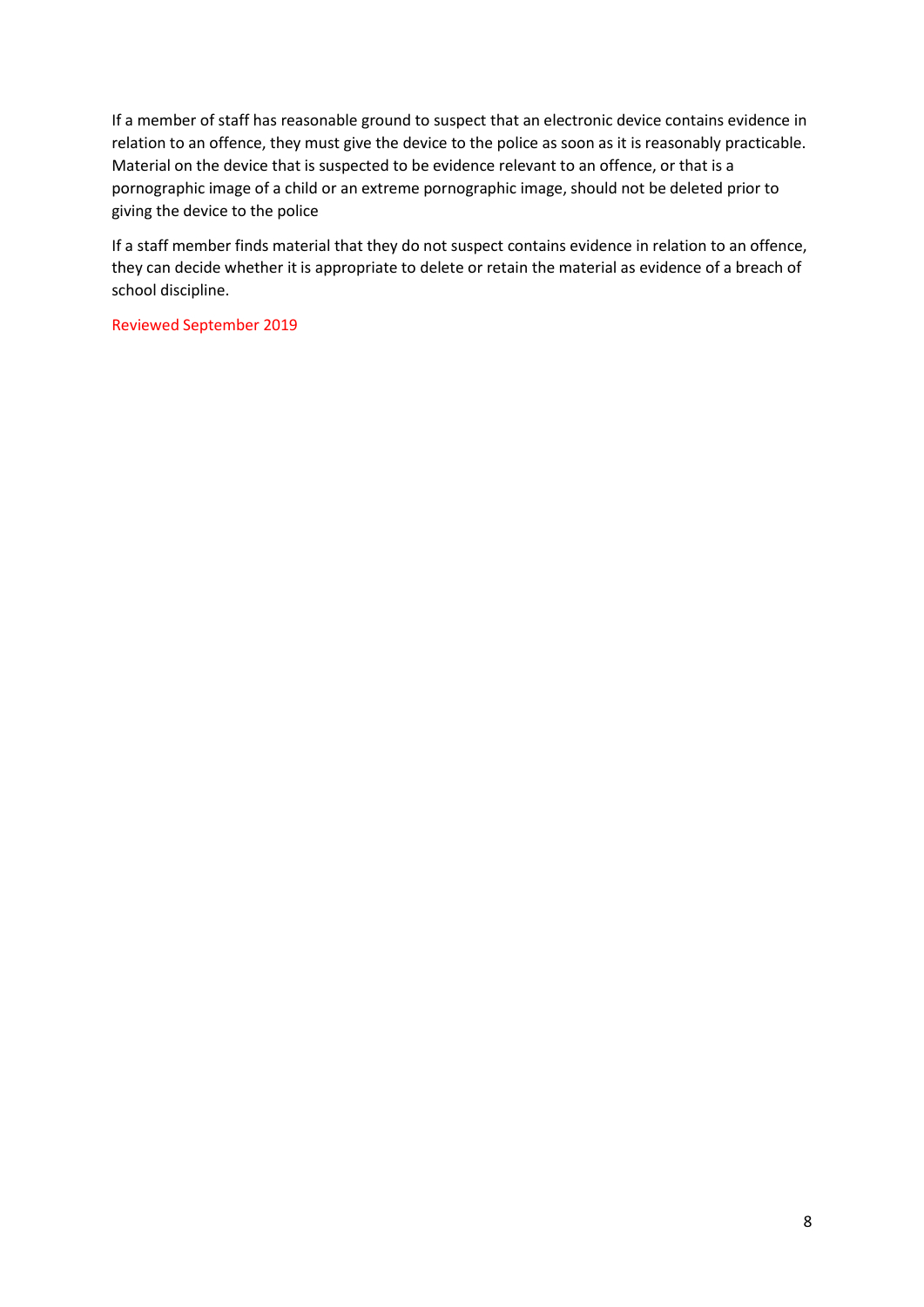If a member of staff has reasonable ground to suspect that an electronic device contains evidence in relation to an offence, they must give the device to the police as soon as it is reasonably practicable. Material on the device that is suspected to be evidence relevant to an offence, or that is a pornographic image of a child or an extreme pornographic image, should not be deleted prior to giving the device to the police

If a staff member finds material that they do not suspect contains evidence in relation to an offence, they can decide whether it is appropriate to delete or retain the material as evidence of a breach of school discipline.

Reviewed September 2019